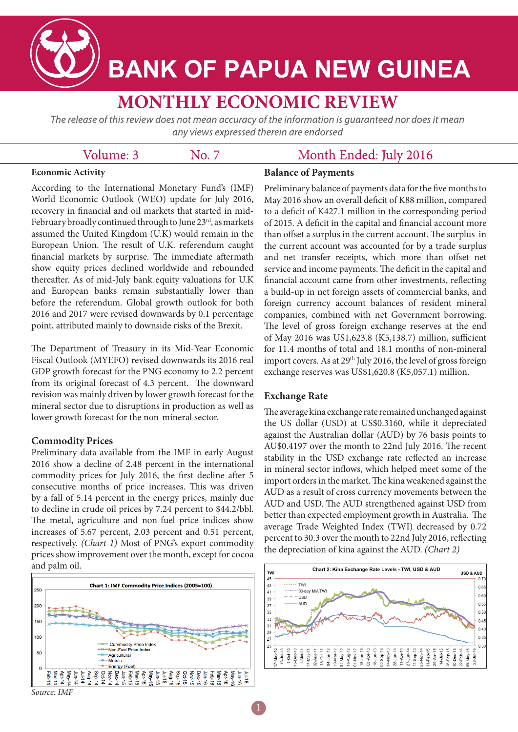# BANK OF PAPUA NEW GUINEA

## MONTHLY ECONOMIC REVIEW

*The release of this review does not mean accuracy of the information is guaranteed nor does it mean any views expressed therein are endorsed*

Volume: 3 No. 7 Month Ended: July 2016

### Economic Activity

According to the International Monetary Fund's (IMF) World Economic Outlook (WEO) update for July 2016, recovery in financial and oil markets that started in mid-February broadly continued through to June 23rd, as markets assumed the United Kingdom (U.K) would remain in the European Union. The result of U.K. referendum caught financial markets by surprise. The immediate aftermath show equity prices declined worldwide and rebounded thereafter. As of mid-July bank equity valuations for U.K and European banks remain substantially lower than before the referendum. Global growth outlook for both 2016 and 2017 were revised downwards by 0.1 percentage point, attributed mainly to downside risks of the Brexit.

The Department of Treasury in its Mid-Year Economic Fiscal Outlook (MYEFO) revised downwards its 2016 real GDP growth forecast for the PNG economy to 2.2 percent from its original forecast of 4.3 percent. The downward revision was mainly driven by lower growth forecast for the mineral sector due to disruptions in production as well as lower growth forecast for the non-mineral sector.

### Commodity Prices

Preliminary data available from the IMF in early August 2016 show a decline of 2.48 percent in the international commodity prices for July 2016, the first decline after 5 consecutive months of price increases. This was driven by a fall of 5.14 percent in the energy prices, mainly due to decline in crude oil prices by 7.24 percent to $44.2/bbl. The metal, agriculture and non-fuel price indices show increases of 5.67 percent, 2.03 percent and 0.51 percent, respectively. *(Chart 1)* Most of PNG's export commodity prices show improvement over the month, except for cocoa and palm oil.

Chart 1: IMF Commodity Price Indices (2005=100)

*Source: IMF*

### Balance of Payments

Preliminary balance of payments data for the five months to May 2016 show an overall deficit of K88 million, compared to a deficit of K427.1 million in the corresponding period of 2015. A deficit in the capital and financial account more than offset a surplus in the current account. The surplus in the current account was accounted for by a trade surplus and net transfer receipts, which more than offset net service and income payments. The deficit in the capital and financial account came from other investments, reflecting a build-up in net foreign assets of commercial banks, and foreign currency account balances of resident mineral companies, combined with net Government borrowing. The level of gross foreign exchange reserves at the end of May 2016 was US1,623.8 (K5,138.7) million, sufficient for 11.4 months of total and 18.1 months of non-mineral import covers. As at 29th July 2016, the level of gross foreign exchange reserves was US$1,620.8 (K5,057.1) million.

### Exchange Rate

The average kina exchange rate remained unchanged against the US dollar (USD) at US$0.3160, while it depreciated against the Australian dollar (AUD) by 76 basis points to AU$0.4197 over the month to 22nd July 2016. The recent stability in the USD exchange rate reflected an increase in mineral sector inflows, which helped meet some of the import orders in the market. The kina weakened against the AUD as a result of cross currency movements between the AUD and USD. The AUD strengthened against USD from better than expected employment growth in Australia. The average Trade Weighted Index (TWI) decreased by 0.72 percent to 30.3 over the month to 22nd July 2016, reflecting the depreciation of kina against the AUD. *(Chart 2)*

Chart 2: Kina Exchange Rate Levels - TWI, USD & AUD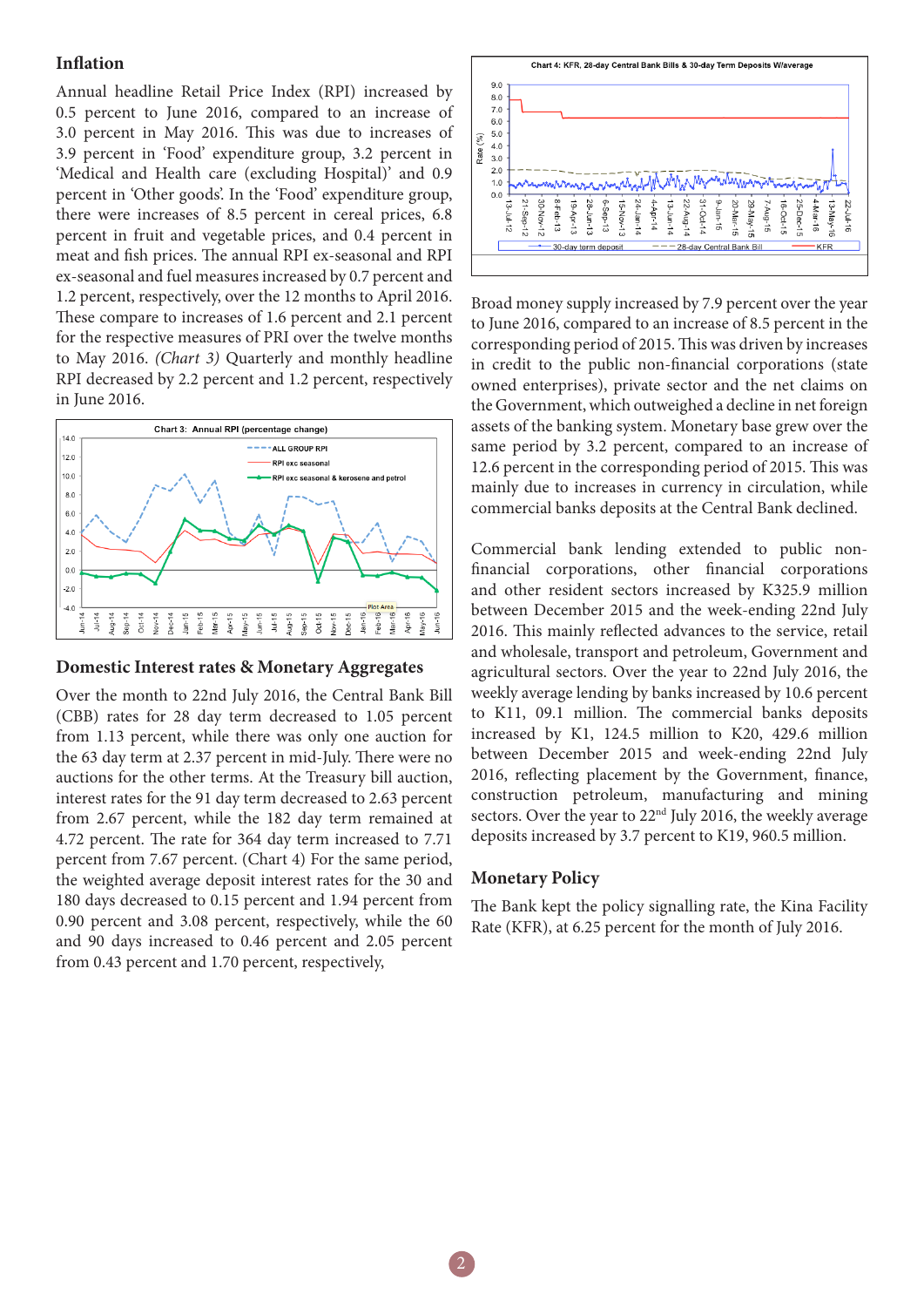## Inflation

Annual headline Retail Price Index (RPI) increased by 0.5 percent to June 2016, compared to an increase of 3.0 percent in May 2016. This was due to increases of 3.9 percent in 'Food' expenditure group, 3.2 percent in 'Medical and Health care (excluding Hospital)' and 0.9 percent in 'Other goods'. In the 'Food' expenditure group, there were increases of 8.5 percent in cereal prices, 6.8 percent in fruit and vegetable prices, and 0.4 percent in meat and fish prices. The annual RPI ex-seasonal and RPI ex-seasonal and fuel measures increased by 0.7 percent and 1.2 percent, respectively, over the 12 months to April 2016. These compare to increases of 1.6 percent and 2.1 percent for the respective measures of PRI over the twelve months to May 2016. *(Chart 3)* Quarterly and monthly headline RPI decreased by 2.2 percent and 1.2 percent, respectively in June 2016.

Chart 3: Annual RPI (percentage change)

## Domestic Interest rates & Monetary Aggregates

Over the month to 22nd July 2016, the Central Bank Bill (CBB) rates for 28 day term decreased to 1.05 percent from 1.13 percent, while there was only one auction for the 63 day term at 2.37 percent in mid-July. There were no auctions for the other terms. At the Treasury bill auction, interest rates for the 91 day term decreased to 2.63 percent from 2.67 percent, while the 182 day term remained at 4.72 percent. The rate for 364 day term increased to 7.71 percent from 7.67 percent. (Chart 4) For the same period, the weighted average deposit interest rates for the 30 and 180 days decreased to 0.15 percent and 1.94 percent from 0.90 percent and 3.08 percent, respectively, while the 60 and 90 days increased to 0.46 percent and 2.05 percent from 0.43 percent and 1.70 percent, respectively,

Chart 4: KFR, 28-day Central Bank Bills & 30-day Term Deposits W/average

Broad money supply increased by 7.9 percent over the year to June 2016, compared to an increase of 8.5 percent in the corresponding period of 2015. This was driven by increases in credit to the public non-financial corporations (state owned enterprises), private sector and the net claims on the Government, which outweighed a decline in net foreign assets of the banking system. Monetary base grew over the same period by 3.2 percent, compared to an increase of 12.6 percent in the corresponding period of 2015. This was mainly due to increases in currency in circulation, while commercial banks deposits at the Central Bank declined.

Commercial bank lending extended to public non-financial corporations, other financial corporations and other resident sectors increased by K325.9 million between December 2015 and the week-ending 22nd July 2016. This mainly reflected advances to the service, retail and wholesale, transport and petroleum, Government and agricultural sectors. Over the year to 22nd July 2016, the weekly average lending by banks increased by 10.6 percent to K11, 09.1 million. The commercial banks deposits increased by K1, 124.5 million to K20, 429.6 million between December 2015 and week-ending 22nd July 2016, reflecting placement by the Government, finance, construction petroleum, manufacturing and mining sectors. Over the year to 22nd July 2016, the weekly average deposits increased by 3.7 percent to K19, 960.5 million.

## Monetary Policy

The Bank kept the policy signalling rate, the Kina Facility Rate (KFR), at 6.25 percent for the month of July 2016.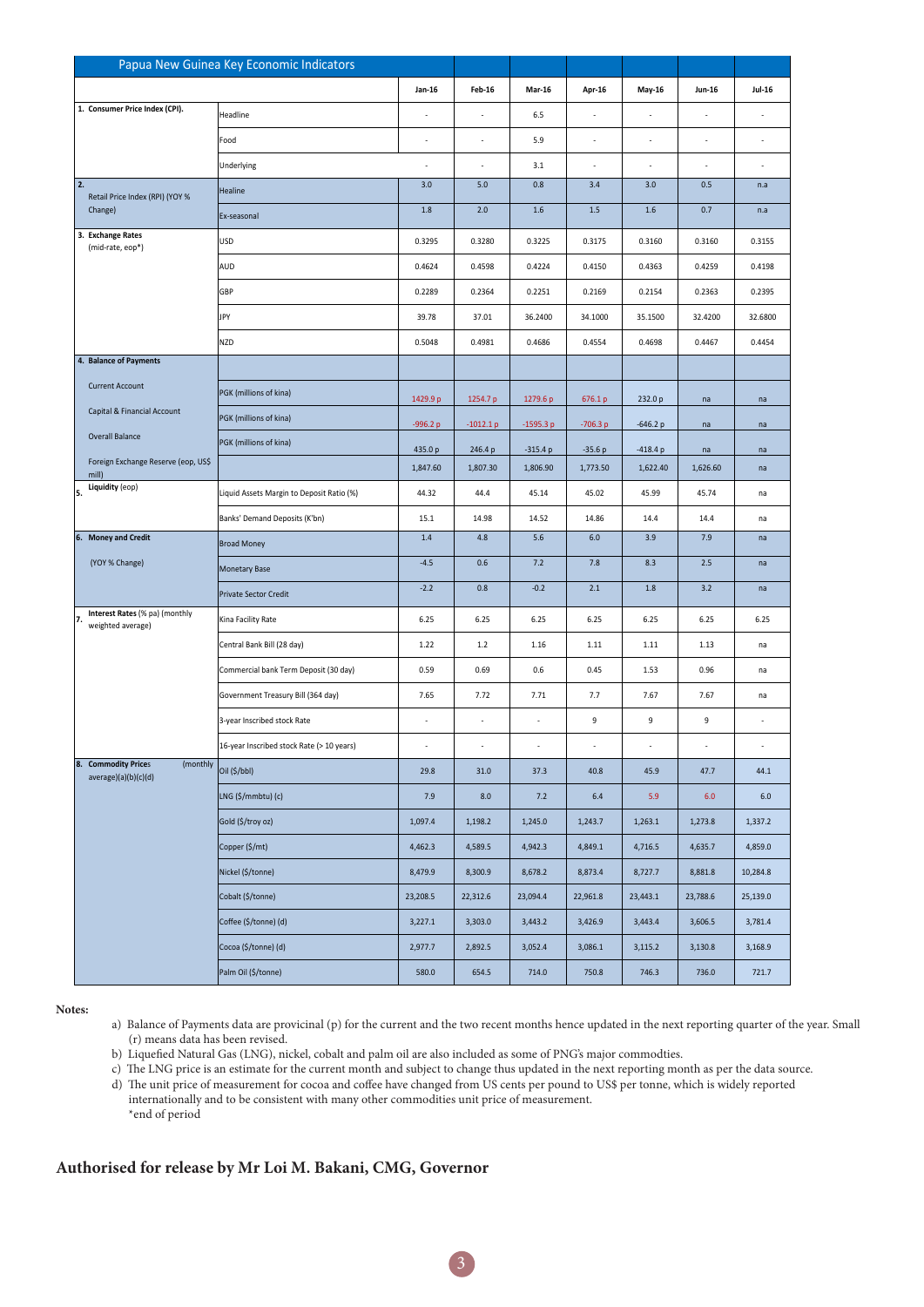| Papua New Guinea Key Economic Indicators | | | | | | | | |
|---|---|---|---|---|---|---|---|---|
| | | Jan-16 | Feb-16 | Mar-16 | Apr-16 | May-16 | Jun-16 | Jul-16 |
| 1. Consumer Price Index (CPI). | Headline | - | - | 6.5 | - | - | - | - |
| | Food | - | - | 5.9 | - | - | - | - |
| | Underlying | - | - | 3.1 | - | - | - | - |
| 2. Retail Price Index (RPI) (YOY % Change) | Healine | 3.0 | 5.0 | 0.8 | 3.4 | 3.0 | 0.5 | n.a |
| | Ex-seasonal | 1.8 | 2.0 | 1.6 | 1.5 | 1.6 | 0.7 | n.a |
| 3. Exchange Rates (mid-rate, eop*) | USD | 0.3295 | 0.3280 | 0.3225 | 0.3175 | 0.3160 | 0.3160 | 0.3155 |
| | AUD | 0.4624 | 0.4598 | 0.4224 | 0.4150 | 0.4363 | 0.4259 | 0.4198 |
| | GBP | 0.2289 | 0.2364 | 0.2251 | 0.2169 | 0.2154 | 0.2363 | 0.2395 |
| | JPY | 39.78 | 37.01 | 36.2400 | 34.1000 | 35.1500 | 32.4200 | 32.6800 |
| | NZD | 0.5048 | 0.4981 | 0.4686 | 0.4554 | 0.4698 | 0.4467 | 0.4454 |
| 4. Balance of Payments | | | | | | | | |
| Current Account | PGK (millions of kina) | 1429.9 p | 1254.7 p | 1279.6 p | 676.1 p | 232.0 p | na | na |
| Capital & Financial Account | PGK (millions of kina) | -996.2 p | -1012.1 p | -1595.3 p | -706.3 p | -646.2 p | na | na |
| Overall Balance | PGK (millions of kina) | 435.0 p | 246.4 p | -315.4 p | -35.6 p | -418.4 p | na | na |
| Foreign Exchange Reserve (eop, US$ mill) | | 1,847.60 | 1,807.30 | 1,806.90 | 1,773.50 | 1,622.40 | 1,626.60 | na |
| 5. Liquidity (eop) | Liquid Assets Margin to Deposit Ratio (%) | 44.32 | 44.4 | 45.14 | 45.02 | 45.99 | 45.74 | na |
| | Banks' Demand Deposits (K'bn) | 15.1 | 14.98 | 14.52 | 14.86 | 14.4 | 14.4 | na |
| 6. Money and Credit (YOY % Change) | Broad Money | 1.4 | 4.8 | 5.6 | 6.0 | 3.9 | 7.9 | na |
| | Monetary Base | -4.5 | 0.6 | 7.2 | 7.8 | 8.3 | 2.5 | na |
| | Private Sector Credit | -2.2 | 0.8 | -0.2 | 2.1 | 1.8 | 3.2 | na |
| 7. Interest Rates (% pa) (monthly weighted average) | Kina Facility Rate | 6.25 | 6.25 | 6.25 | 6.25 | 6.25 | 6.25 | 6.25 |
| | Central Bank Bill (28 day) | 1.22 | 1.2 | 1.16 | 1.11 | 1.11 | 1.13 | na |
| | Commercial bank Term Deposit (30 day) | 0.59 | 0.69 | 0.6 | 0.45 | 1.53 | 0.96 | na |
| | Government Treasury Bill (364 day) | 7.65 | 7.72 | 7.71 | 7.7 | 7.67 | 7.67 | na |
| | 3-year Inscribed stock Rate | - | - | - | 9 | 9 | 9 | - |
| | 16-year Inscribed stock Rate (> 10 years) | - | - | - | - | - | - | - |
| 8. Commodity Prices (monthly average)(a)(b)(c)(d) | Oil ($/bbl) | 29.8 | 31.0 | 37.3 | 40.8 | 45.9 | 47.7 | 44.1 |
| | LNG ($/mmbtu) (c) | 7.9 | 8.0 | 7.2 | 6.4 | 5.9 | 6.0 | 6.0 |
| | Gold ($/troy oz) | 1,097.4 | 1,198.2 | 1,245.0 | 1,243.7 | 1,263.1 | 1,273.8 | 1,337.2 |
| | Copper ($/mt) | 4,462.3 | 4,589.5 | 4,942.3 | 4,849.1 | 4,716.5 | 4,635.7 | 4,859.0 |
| | Nickel ($/tonne) | 8,479.9 | 8,300.9 | 8,678.2 | 8,873.4 | 8,727.7 | 8,881.8 | 10,284.8 |
| | Cobalt ($/tonne) | 23,208.5 | 22,312.6 | 23,094.4 | 22,961.8 | 23,443.1 | 23,788.6 | 25,139.0 |
| | Coffee ($/tonne) (d) | 3,227.1 | 3,303.0 | 3,443.2 | 3,426.9 | 3,443.4 | 3,606.5 | 3,781.4 |
| | Cocoa ($/tonne) (d) | 2,977.7 | 2,892.5 | 3,052.4 | 3,086.1 | 3,115.2 | 3,130.8 | 3,168.9 |
| | Palm Oil ($/tonne) | 580.0 | 654.5 | 714.0 | 750.8 | 746.3 | 736.0 | 721.7 |

**Notes:**

a) Balance of Payments data are provicinal (p) for the current and the two recent months hence updated in the next reporting quarter of the year. Small (r) means data has been revised.

b) Liquefied Natural Gas (LNG), nickel, cobalt and palm oil are also included as some of PNG's major commodties.

c) The LNG price is an estimate for the current month and subject to change thus updated in the next reporting month as per the data source.

d) The unit price of measurement for cocoa and coffee have changed from US cents per pound to US$ per tonne, which is widely reported internationally and to be consistent with many other commodities unit price of measurement.

*end of period

## Authorised for release by Mr Loi M. Bakani, CMG, Governor